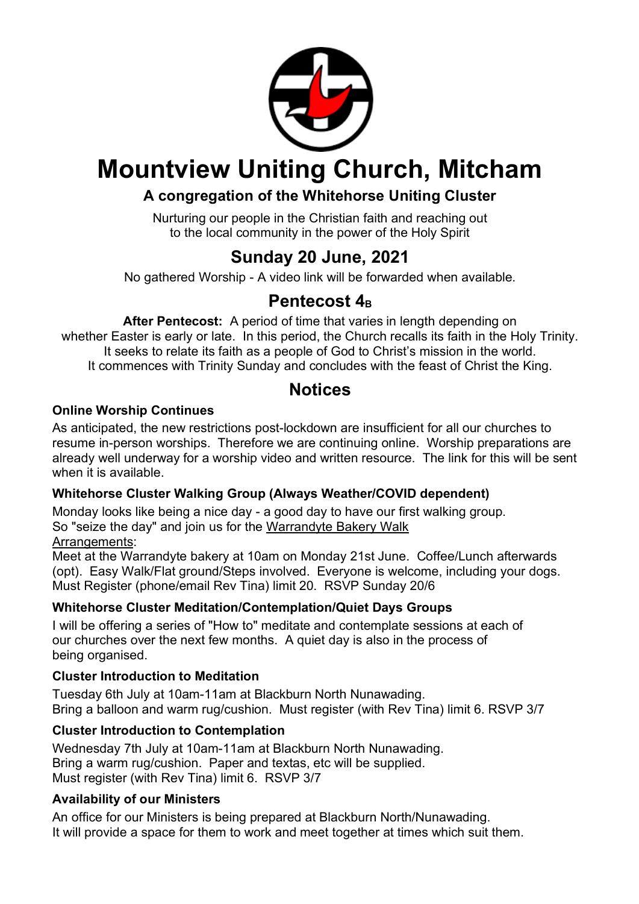# Mountview Uniting Church, Mitcham

### A congregation of the Whitehorse Uniting Cluster

Nurturing our people in the Christian faith and reaching out
to the local community in the power of the Holy Spirit

## Sunday 20 June, 2021

No gathered Worship - A video link will be forwarded when available.

## Pentecost $4_B$

**After Pentecost:** A period of time that varies in length depending on whether Easter is early or late. In this period, the Church recalls its faith in the Holy Trinity. It seeks to relate its faith as a people of God to Christ's mission in the world. It commences with Trinity Sunday and concludes with the feast of Christ the King.

## Notices

### Online Worship Continues

As anticipated, the new restrictions post-lockdown are insufficient for all our churches to resume in-person worships. Therefore we are continuing online. Worship preparations are already well underway for a worship video and written resource. The link for this will be sent when it is available.

### Whitehorse Cluster Walking Group (Always Weather/COVID dependent)

Monday looks like being a nice day - a good day to have our first walking group.
So "seize the day" and join us for the Warrandyte Bakery Walk
Arrangements:
Meet at the Warrandyte bakery at 10am on Monday 21st June. Coffee/Lunch afterwards (opt). Easy Walk/Flat ground/Steps involved. Everyone is welcome, including your dogs. Must Register (phone/email Rev Tina) limit 20. RSVP Sunday 20/6

### Whitehorse Cluster Meditation/Contemplation/Quiet Days Groups

I will be offering a series of "How to" meditate and contemplate sessions at each of our churches over the next few months. A quiet day is also in the process of being organised.

### Cluster Introduction to Meditation

Tuesday 6th July at 10am-11am at Blackburn North Nunawading.
Bring a balloon and warm rug/cushion. Must register (with Rev Tina) limit 6. RSVP 3/7

### Cluster Introduction to Contemplation

Wednesday 7th July at 10am-11am at Blackburn North Nunawading.
Bring a warm rug/cushion. Paper and textas, etc will be supplied.
Must register (with Rev Tina) limit 6. RSVP 3/7

### Availability of our Ministers

An office for our Ministers is being prepared at Blackburn North/Nunawading.
It will provide a space for them to work and meet together at times which suit them.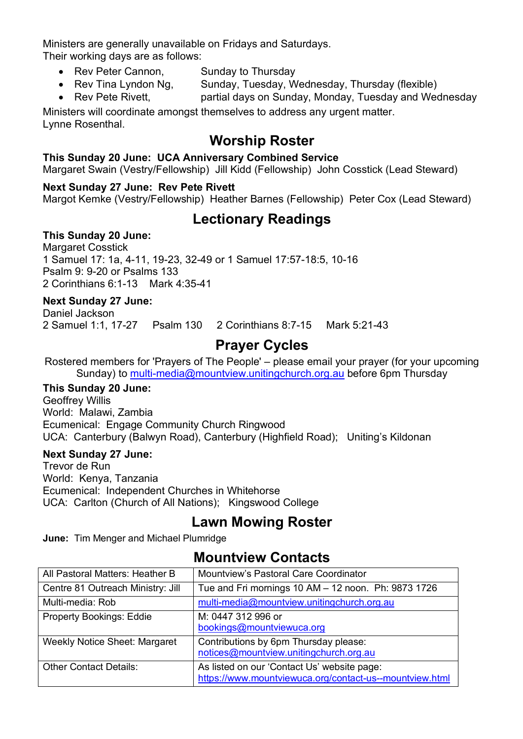Ministers are generally unavailable on Fridays and Saturdays.
Their working days are as follows:

- Rev Peter Cannon, Sunday to Thursday
- Rev Tina Lyndon Ng, Sunday, Tuesday, Wednesday, Thursday (flexible)
- Rev Pete Rivett, partial days on Sunday, Monday, Tuesday and Wednesday

Ministers will coordinate amongst themselves to address any urgent matter.
Lynne Rosenthal.

## Worship Roster

**This Sunday 20 June: UCA Anniversary Combined Service**
Margaret Swain (Vestry/Fellowship) Jill Kidd (Fellowship) John Cosstick (Lead Steward)

**Next Sunday 27 June: Rev Pete Rivett**
Margot Kemke (Vestry/Fellowship) Heather Barnes (Fellowship) Peter Cox (Lead Steward)

## Lectionary Readings

**This Sunday 20 June:**
Margaret Cosstick
1 Samuel 17: 1a, 4-11, 19-23, 32-49 or 1 Samuel 17:57-18:5, 10-16
Psalm 9: 9-20 or Psalms 133
2 Corinthians 6:1-13 Mark 4:35-41

**Next Sunday 27 June:**
Daniel Jackson
2 Samuel 1:1, 17-27 Psalm 130 2 Corinthians 8:7-15 Mark 5:21-43

## Prayer Cycles

Rostered members for 'Prayers of The People' – please email your prayer (for your upcoming Sunday) to multi-media@mountview.unitingchurch.org.au before 6pm Thursday

**This Sunday 20 June:**
Geoffrey Willis
World: Malawi, Zambia
Ecumenical: Engage Community Church Ringwood
UCA: Canterbury (Balwyn Road), Canterbury (Highfield Road); Uniting's Kildonan

**Next Sunday 27 June:**
Trevor de Run
World: Kenya, Tanzania
Ecumenical: Independent Churches in Whitehorse
UCA: Carlton (Church of All Nations); Kingswood College

## Lawn Mowing Roster

**June:** Tim Menger and Michael Plumridge

## Mountview Contacts

| | |
|---|---|
| All Pastoral Matters: Heather B | Mountview's Pastoral Care Coordinator |
| Centre 81 Outreach Ministry: Jill | Tue and Fri mornings 10 AM – 12 noon. Ph: 9873 1726 |
| Multi-media: Rob | multi-media@mountview.unitingchurch.org.au |
| Property Bookings: Eddie | M: 0447 312 996 or bookings@mountviewuca.org |
| Weekly Notice Sheet: Margaret | Contributions by 6pm Thursday please: notices@mountview.unitingchurch.org.au |
| Other Contact Details: | As listed on our 'Contact Us' website page: https://www.mountviewuca.org/contact-us--mountview.html |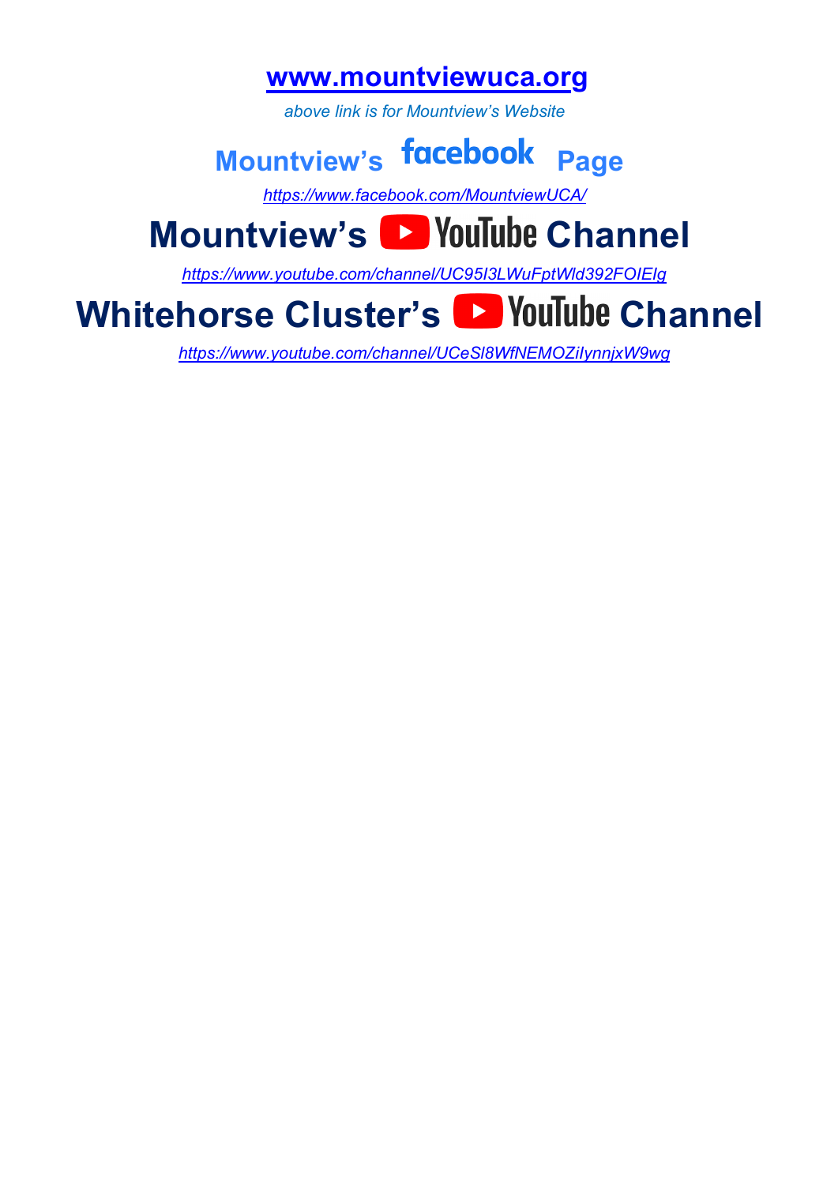**www.mountviewuca.org**

*above link is for Mountview's Website*

## Mountview's facebook Page

*https://www.facebook.com/MountviewUCA/*

# Mountview's YouTube Channel

*https://www.youtube.com/channel/UC95I3LWuFptWld392FOIEIg*

# Whitehorse Cluster's YouTube Channel

*https://www.youtube.com/channel/UCeSl8WfNEMOZiIynnjxW9wg*